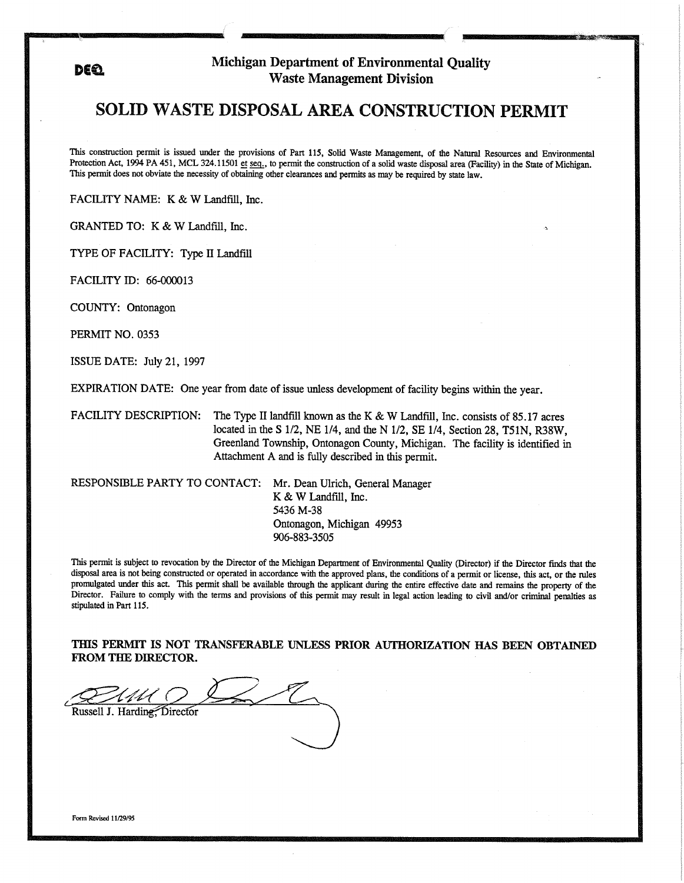DEQ

## Michigan Department of Environmental Quality
## Waste Management Division

# SOLID WASTE DISPOSAL AREA CONSTRUCTION PERMIT

This construction permit is issued under the provisions of Part 115, Solid Waste Management, of the Natural Resources and Environmental Protection Act, 1994 PA 451, MCL 324.11501 et seq., to permit the construction of a solid waste disposal area (Facility) in the State of Michigan. This permit does not obviate the necessity of obtaining other clearances and permits as may be required by state law.

FACILITY NAME: K & W Landfill, Inc.

GRANTED TO: K & W Landfill, Inc.

TYPE OF FACILITY: Type II Landfill

FACILITY ID: 66-000013

COUNTY: Ontonagon

PERMIT NO. 0353

ISSUE DATE: July 21, 1997

EXPIRATION DATE: One year from date of issue unless development of facility begins within the year.

FACILITY DESCRIPTION: The Type II landfill known as the K & W Landfill, Inc. consists of 85.17 acres located in the S 1/2, NE 1/4, and the N 1/2, SE 1/4, Section 28, T51N, R38W, Greenland Township, Ontonagon County, Michigan. The facility is identified in Attachment A and is fully described in this permit.

RESPONSIBLE PARTY TO CONTACT: Mr. Dean Ulrich, General Manager
K & W Landfill, Inc.
5436 M-38
Ontonagon, Michigan 49953
906-883-3505

This permit is subject to revocation by the Director of the Michigan Department of Environmental Quality (Director) if the Director finds that the disposal area is not being constructed or operated in accordance with the approved plans, the conditions of a permit or license, this act, or the rules promulgated under this act. This permit shall be available through the applicant during the entire effective date and remains the property of the Director. Failure to comply with the terms and provisions of this permit may result in legal action leading to civil and/or criminal penalties as stipulated in Part 115.

**THIS PERMIT IS NOT TRANSFERABLE UNLESS PRIOR AUTHORIZATION HAS BEEN OBTAINED FROM THE DIRECTOR.**

Russell J. Harding, Director

Form Revised 11/29/95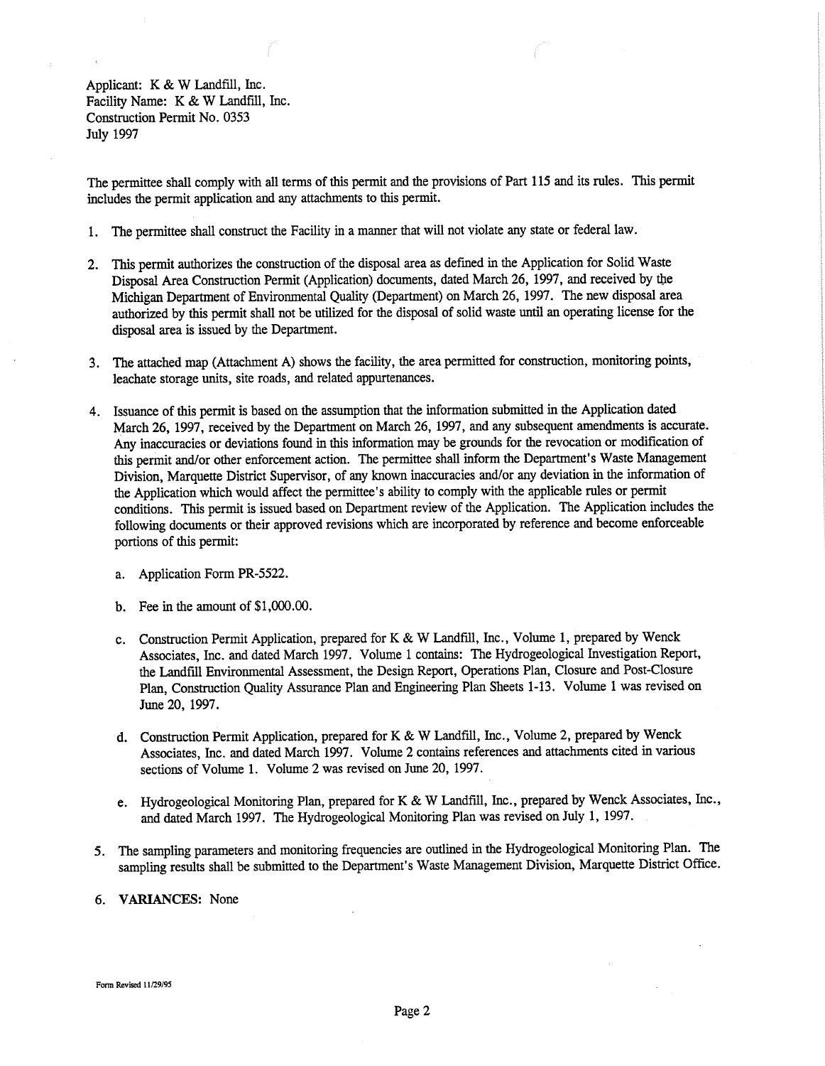Applicant: K & W Landfill, Inc.
Facility Name: K & W Landfill, Inc.
Construction Permit No. 0353
July 1997

The permittee shall comply with all terms of this permit and the provisions of Part 115 and its rules. This permit includes the permit application and any attachments to this permit.

1. The permittee shall construct the Facility in a manner that will not violate any state or federal law.

2. This permit authorizes the construction of the disposal area as defined in the Application for Solid Waste Disposal Area Construction Permit (Application) documents, dated March 26, 1997, and received by the Michigan Department of Environmental Quality (Department) on March 26, 1997. The new disposal area authorized by this permit shall not be utilized for the disposal of solid waste until an operating license for the disposal area is issued by the Department.

3. The attached map (Attachment A) shows the facility, the area permitted for construction, monitoring points, leachate storage units, site roads, and related appurtenances.

4. Issuance of this permit is based on the assumption that the information submitted in the Application dated March 26, 1997, received by the Department on March 26, 1997, and any subsequent amendments is accurate. Any inaccuracies or deviations found in this information may be grounds for the revocation or modification of this permit and/or other enforcement action. The permittee shall inform the Department's Waste Management Division, Marquette District Supervisor, of any known inaccuracies and/or any deviation in the information of the Application which would affect the permittee's ability to comply with the applicable rules or permit conditions. This permit is issued based on Department review of the Application. The Application includes the following documents or their approved revisions which are incorporated by reference and become enforceable portions of this permit:

   a. Application Form PR-5522.

   b. Fee in the amount of $1,000.00.

   c. Construction Permit Application, prepared for K & W Landfill, Inc., Volume 1, prepared by Wenck Associates, Inc. and dated March 1997. Volume 1 contains: The Hydrogeological Investigation Report, the Landfill Environmental Assessment, the Design Report, Operations Plan, Closure and Post-Closure Plan, Construction Quality Assurance Plan and Engineering Plan Sheets 1-13. Volume 1 was revised on June 20, 1997.

   d. Construction Permit Application, prepared for K & W Landfill, Inc., Volume 2, prepared by Wenck Associates, Inc. and dated March 1997. Volume 2 contains references and attachments cited in various sections of Volume 1. Volume 2 was revised on June 20, 1997.

   e. Hydrogeological Monitoring Plan, prepared for K & W Landfill, Inc., prepared by Wenck Associates, Inc., and dated March 1997. The Hydrogeological Monitoring Plan was revised on July 1, 1997.

5. The sampling parameters and monitoring frequencies are outlined in the Hydrogeological Monitoring Plan. The sampling results shall be submitted to the Department's Waste Management Division, Marquette District Office.

6. **VARIANCES:** None

Form Revised 11/29/95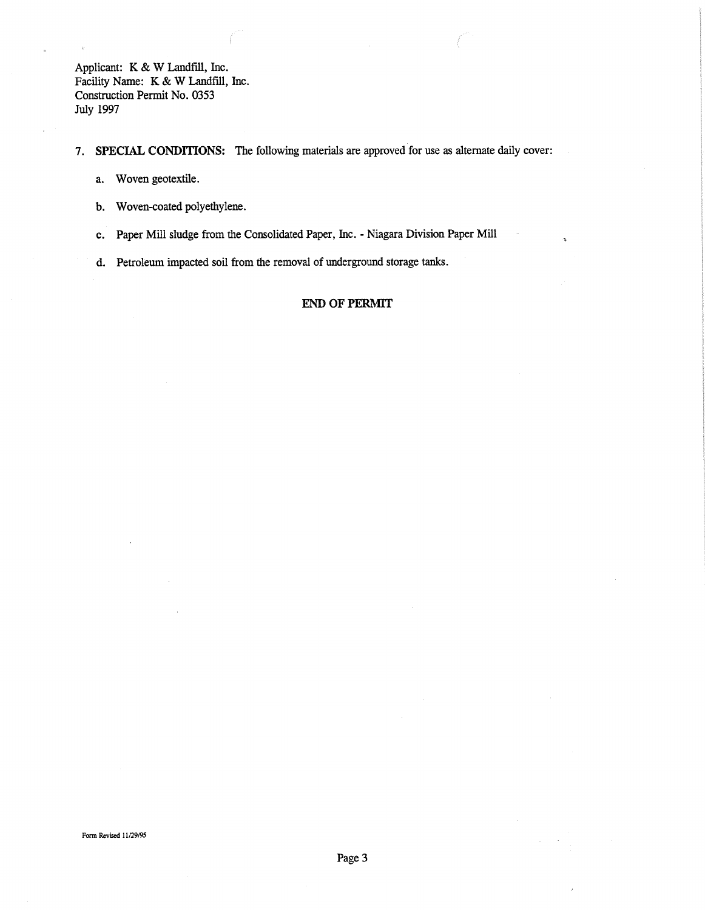Applicant: K & W Landfill, Inc.
Facility Name: K & W Landfill, Inc.
Construction Permit No. 0353
July 1997

7. **SPECIAL CONDITIONS:** The following materials are approved for use as alternate daily cover:

   a. Woven geotextile.

   b. Woven-coated polyethylene.

   c. Paper Mill sludge from the Consolidated Paper, Inc. - Niagara Division Paper Mill

   d. Petroleum impacted soil from the removal of underground storage tanks.

**END OF PERMIT**

Form Revised 11/29/95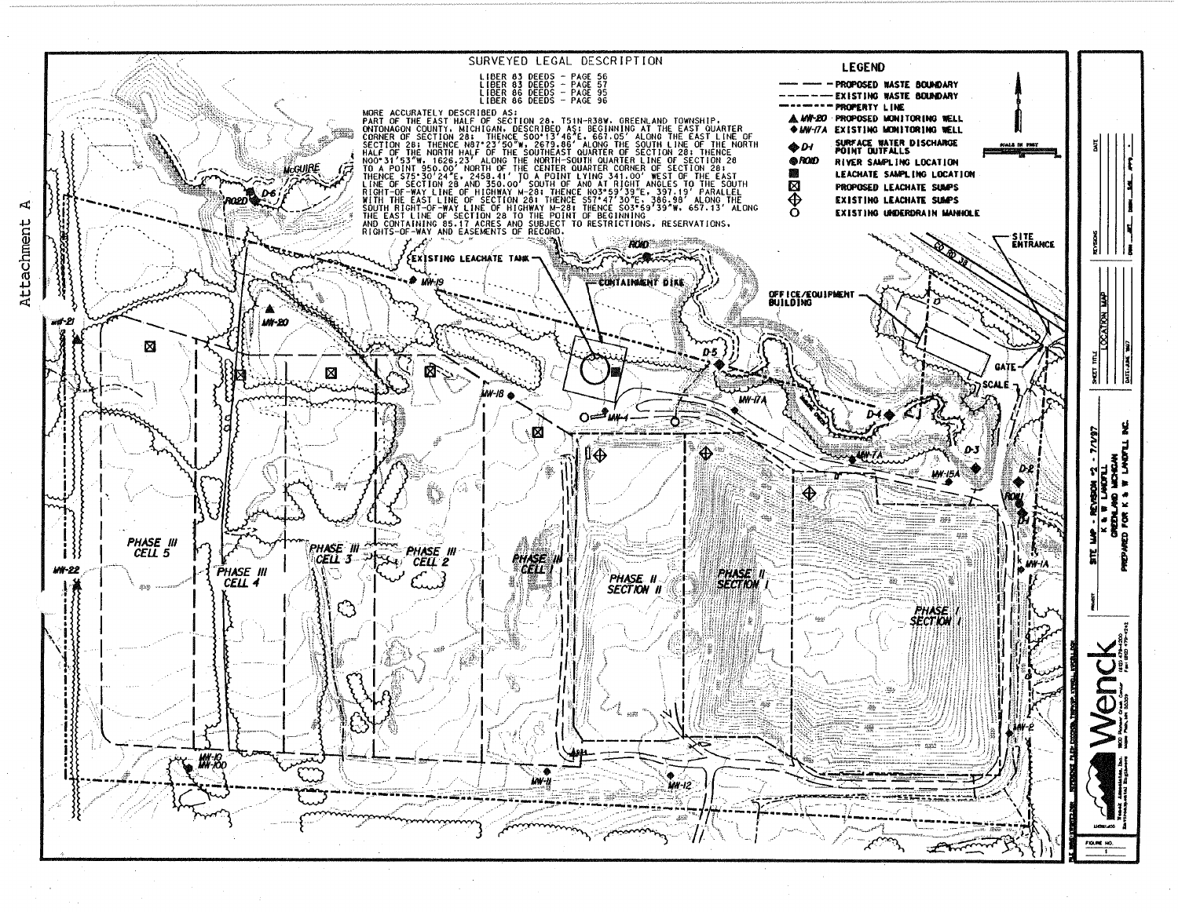Attachment A

## SURVEYED LEGAL DESCRIPTION

LIBER 83 DEEDS - PAGE 56
LIBER 83 DEEDS - PAGE 57
LIBER 86 DEEDS - PAGE 95
LIBER 86 DEEDS - PAGE 96

MORE ACCURATELY DESCRIBED AS:
PART OF THE EAST HALF OF SECTION 28, T51N-R38W, GREENLAND TOWNSHIP, ONTONAGON COUNTY, MICHIGAN, DESCRIBED AS: BEGINNING AT THE EAST QUARTER CORNER OF SECTION 28; THENCE S00°13'46"E, 667.05' ALONG THE EAST LINE OF SECTION 28; THENCE N87°23'50"W, 2679.86' ALONG THE SOUTH LINE OF THE NORTH HALF OF THE NORTH HALF OF THE SOUTHEAST QUARTER OF SECTION 28; THENCE N00°31'53"W, 1626.23' ALONG THE NORTH-SOUTH QUARTER LINE OF SECTION 28 TO A POINT 950.00' NORTH OF THE CENTER QUARTER CORNER OF SECTION 28; THENCE S75°30'24"E, 2458.41' TO A POINT LYING 341.00' WEST OF THE EAST LINE OF SECTION 28 AND 350.00' SOUTH OF AND AT RIGHT ANGLES TO THE SOUTH RIGHT-OF-WAY LINE OF HIGHWAY M-28; THENCE N03°59'39"E, 397.19' PARALLEL WITH THE EAST LINE OF SECTION 28; THENCE S57°47'30"E, 386.98' ALONG THE SOUTH RIGHT-OF-WAY LINE OF HIGHWAY M-28; THENCE S03°59'39"W, 657.13' ALONG THE EAST LINE OF SECTION 28 TO THE POINT OF BEGINNING AND CONTAINING 85.17 ACRES AND SUBJECT TO RESTRICTIONS, RESERVATIONS, RIGHTS-OF-WAY AND EASEMENTS OF RECORD.

## LEGEND

- PROPOSED WASTE BOUNDARY
- EXISTING WASTE BOUNDARY
- PROPERTY LINE
- MW-20 PROPOSED MONITORING WELL
- MW-17A EXISTING MONITORING WELL
- D-1 SURFACE WATER DISCHARGE POINT OUTFALLS
- RO1D RIVER SAMPLING LOCATION
- LEACHATE SAMPLING LOCATION
- PROPOSED LEACHATE SUMPS
- EXISTING LEACHATE SUMPS
- EXISTING UNDERDRAIN MANHOLE

SCALE IN FEET

McGUIRE
RO2D
D-6
RO1D
EXISTING LEACHATE TANK
CONTAINMENT DIKE
MW-19
MW-20
MW-21
MW-22
MW-18
MW-4
OFFICE/EQUIPMENT BUILDING
D-5
MW-17A
D-4
MW-7A
MW-15A
D-3
D-2
D-1
MW-1A
MW-2
SITE ENTRANCE
CO RD 38
GATE
SCALE
PHASE III CELL 5
PHASE III CELL 4
PHASE III CELL 3
PHASE III CELL 2
PHASE III CELL 1
PHASE II SECTION II
PHASE II SECTION I
PHASE I SECTION I
MW-10
MW-10D
MW-11
MW-12

SITE MAP - REVISION #2 - 7/1/97
K & W LANDFILL
GREENLAND MICHIGAN
PREPARED FOR K & W LANDFILL INC.

SHEET TITLE: LOCATION MAP

DATE: JUNE 1997

Wenck
Wenck Associates, Inc.
Environmental Engineers

FIGURE NO. 1